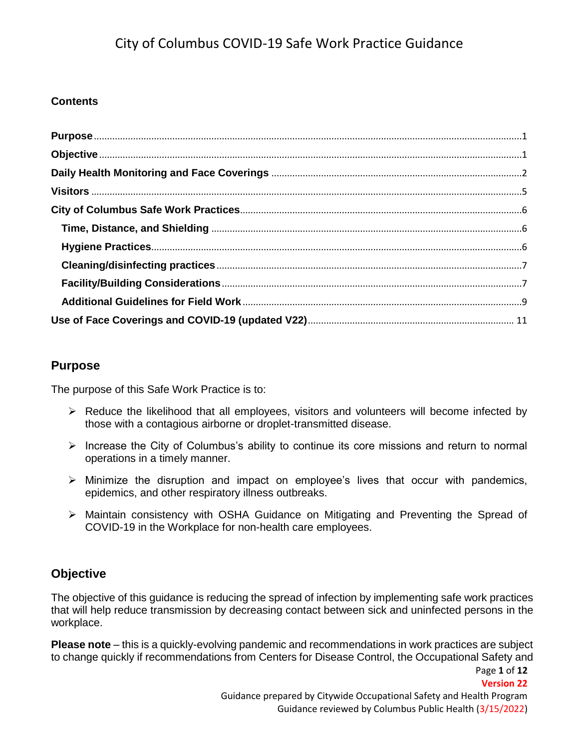# City of Columbus COVID-19 Safe Work Practice Guidance

**Contents**

- **Purpose** ... 1
- **Objective** ... 1
- **Daily Health Monitoring and Face Coverings** ... 2
- **Visitors** ... 5
- **City of Columbus Safe Work Practices** ... 6
  - **Time, Distance, and Shielding** ... 6
  - **Hygiene Practices** ... 6
  - **Cleaning/disinfecting practices** ... 7
  - **Facility/Building Considerations** ... 7
  - **Additional Guidelines for Field Work** ... 9
- **Use of Face Coverings and COVID-19 (updated V22)** ... 11

## Purpose

The purpose of this Safe Work Practice is to:

- Reduce the likelihood that all employees, visitors and volunteers will become infected by those with a contagious airborne or droplet-transmitted disease.
- Increase the City of Columbus's ability to continue its core missions and return to normal operations in a timely manner.
- Minimize the disruption and impact on employee's lives that occur with pandemics, epidemics, and other respiratory illness outbreaks.
- Maintain consistency with OSHA Guidance on Mitigating and Preventing the Spread of COVID-19 in the Workplace for non-health care employees.

## Objective

The objective of this guidance is reducing the spread of infection by implementing safe work practices that will help reduce transmission by decreasing contact between sick and uninfected persons in the workplace.

**Please note** – this is a quickly-evolving pandemic and recommendations in work practices are subject to change quickly if recommendations from Centers for Disease Control, the Occupational Safety and

**Version 22**

Guidance prepared by Citywide Occupational Safety and Health Program

Guidance reviewed by Columbus Public Health (3/15/2022)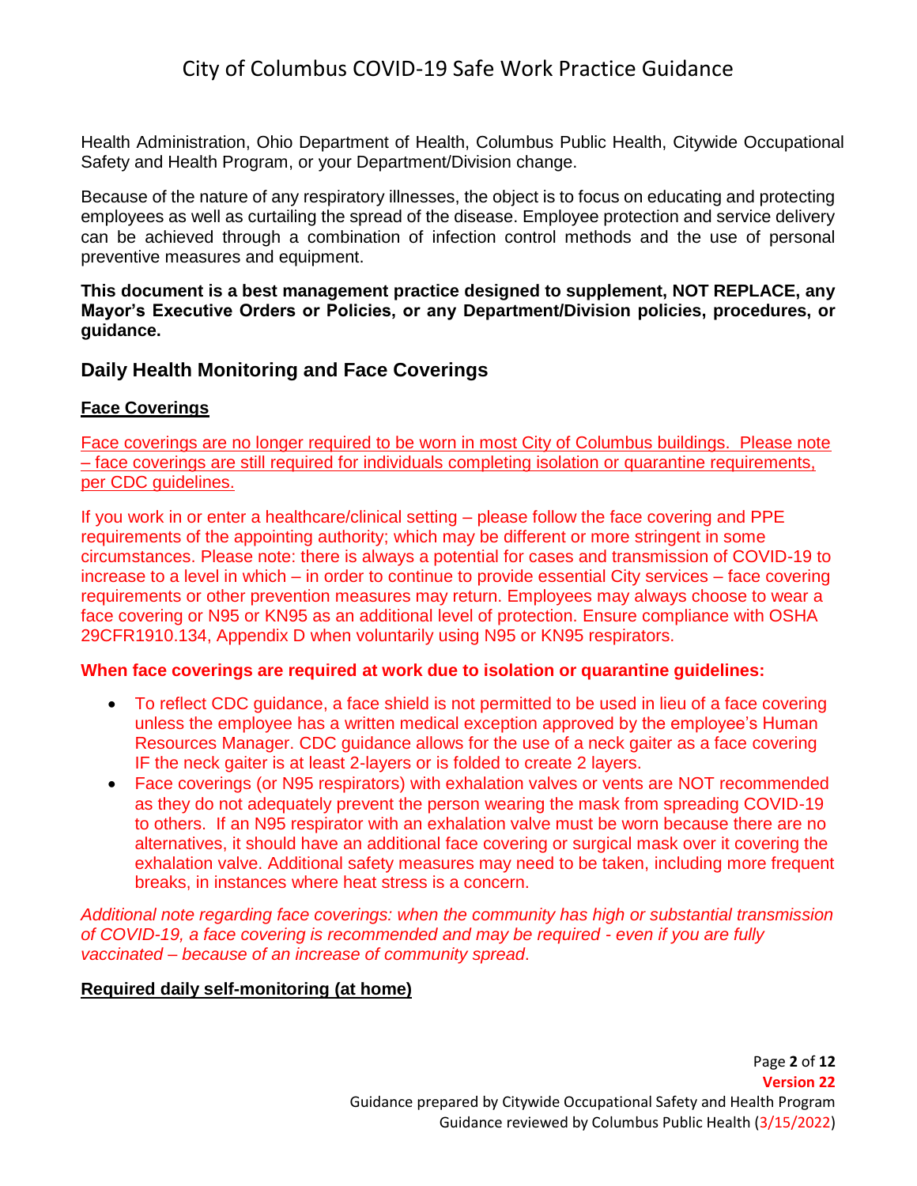Health Administration, Ohio Department of Health, Columbus Public Health, Citywide Occupational Safety and Health Program, or your Department/Division change.

Because of the nature of any respiratory illnesses, the object is to focus on educating and protecting employees as well as curtailing the spread of the disease. Employee protection and service delivery can be achieved through a combination of infection control methods and the use of personal preventive measures and equipment.

**This document is a best management practice designed to supplement, NOT REPLACE, any Mayor's Executive Orders or Policies, or any Department/Division policies, procedures, or guidance.**

## Daily Health Monitoring and Face Coverings

### Face Coverings

Face coverings are no longer required to be worn in most City of Columbus buildings. Please note – face coverings are still required for individuals completing isolation or quarantine requirements, per CDC guidelines.

If you work in or enter a healthcare/clinical setting – please follow the face covering and PPE requirements of the appointing authority; which may be different or more stringent in some circumstances. Please note: there is always a potential for cases and transmission of COVID-19 to increase to a level in which – in order to continue to provide essential City services – face covering requirements or other prevention measures may return. Employees may always choose to wear a face covering or N95 or KN95 as an additional level of protection. Ensure compliance with OSHA 29CFR1910.134, Appendix D when voluntarily using N95 or KN95 respirators.

**When face coverings are required at work due to isolation or quarantine guidelines:**

- To reflect CDC guidance, a face shield is not permitted to be used in lieu of a face covering unless the employee has a written medical exception approved by the employee's Human Resources Manager. CDC guidance allows for the use of a neck gaiter as a face covering IF the neck gaiter is at least 2-layers or is folded to create 2 layers.
- Face coverings (or N95 respirators) with exhalation valves or vents are NOT recommended as they do not adequately prevent the person wearing the mask from spreading COVID-19 to others. If an N95 respirator with an exhalation valve must be worn because there are no alternatives, it should have an additional face covering or surgical mask over it covering the exhalation valve. Additional safety measures may need to be taken, including more frequent breaks, in instances where heat stress is a concern.

*Additional note regarding face coverings: when the community has high or substantial transmission of COVID-19, a face covering is recommended and may be required - even if you are fully vaccinated – because of an increase of community spread.*

### Required daily self-monitoring (at home)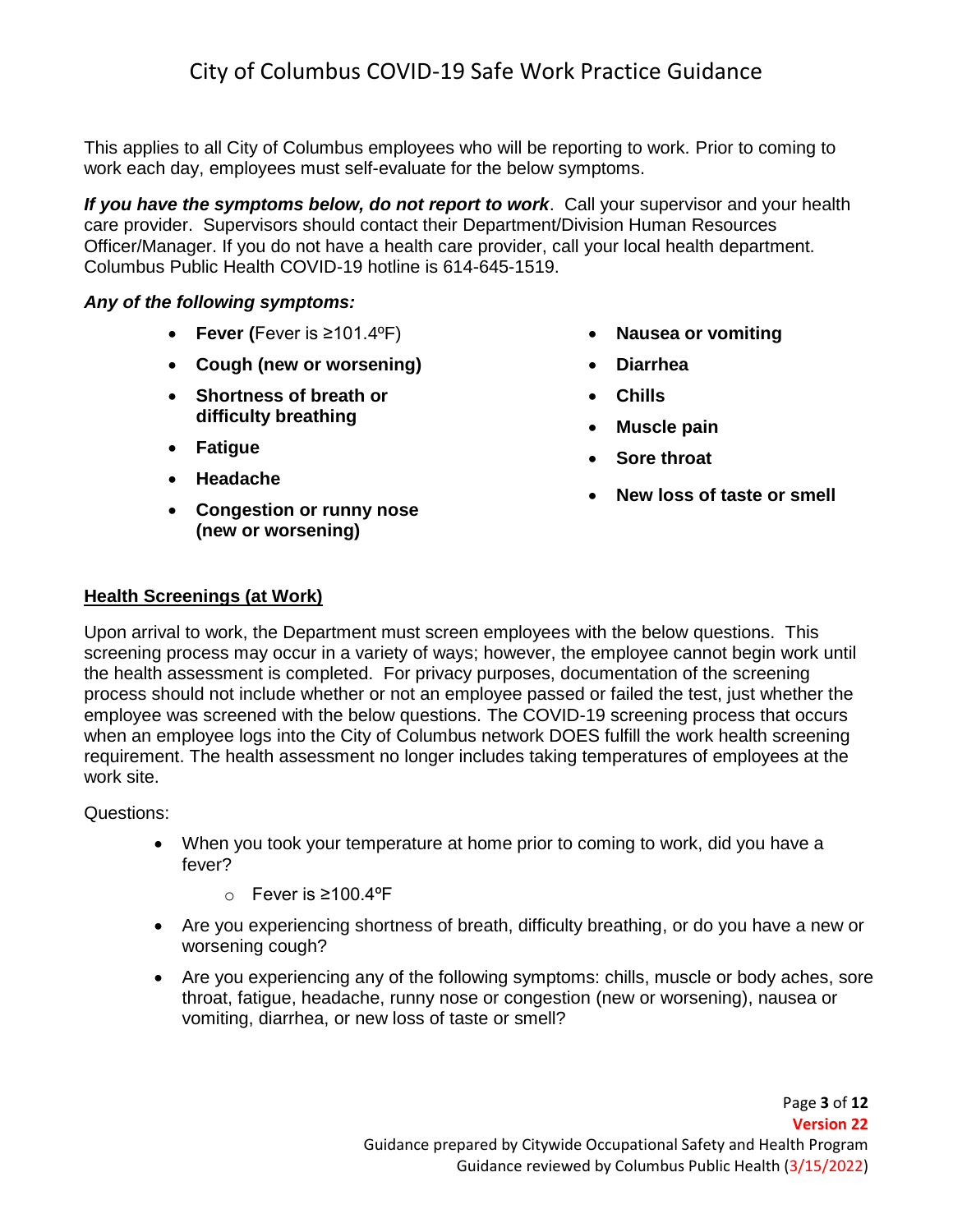# City of Columbus COVID-19 Safe Work Practice Guidance

This applies to all City of Columbus employees who will be reporting to work. Prior to coming to work each day, employees must self-evaluate for the below symptoms.

***If you have the symptoms below, do not report to work***. Call your supervisor and your health care provider. Supervisors should contact their Department/Division Human Resources Officer/Manager. If you do not have a health care provider, call your local health department. Columbus Public Health COVID-19 hotline is 614-645-1519.

***Any of the following symptoms:***

- **Fever (**Fever is ≥101.4ºF)
- **Cough (new or worsening)**
- **Shortness of breath or difficulty breathing**
- **Fatigue**
- **Headache**
- **Congestion or runny nose (new or worsening)**
- **Nausea or vomiting**
- **Diarrhea**
- **Chills**
- **Muscle pain**
- **Sore throat**
- **New loss of taste or smell**

## Health Screenings (at Work)

Upon arrival to work, the Department must screen employees with the below questions. This screening process may occur in a variety of ways; however, the employee cannot begin work until the health assessment is completed. For privacy purposes, documentation of the screening process should not include whether or not an employee passed or failed the test, just whether the employee was screened with the below questions. The COVID-19 screening process that occurs when an employee logs into the City of Columbus network DOES fulfill the work health screening requirement. The health assessment no longer includes taking temperatures of employees at the work site.

Questions:

- When you took your temperature at home prior to coming to work, did you have a fever?
  - Fever is ≥100.4ºF
- Are you experiencing shortness of breath, difficulty breathing, or do you have a new or worsening cough?
- Are you experiencing any of the following symptoms: chills, muscle or body aches, sore throat, fatigue, headache, runny nose or congestion (new or worsening), nausea or vomiting, diarrhea, or new loss of taste or smell?

Version 22

Guidance prepared by Citywide Occupational Safety and Health Program

Guidance reviewed by Columbus Public Health (3/15/2022)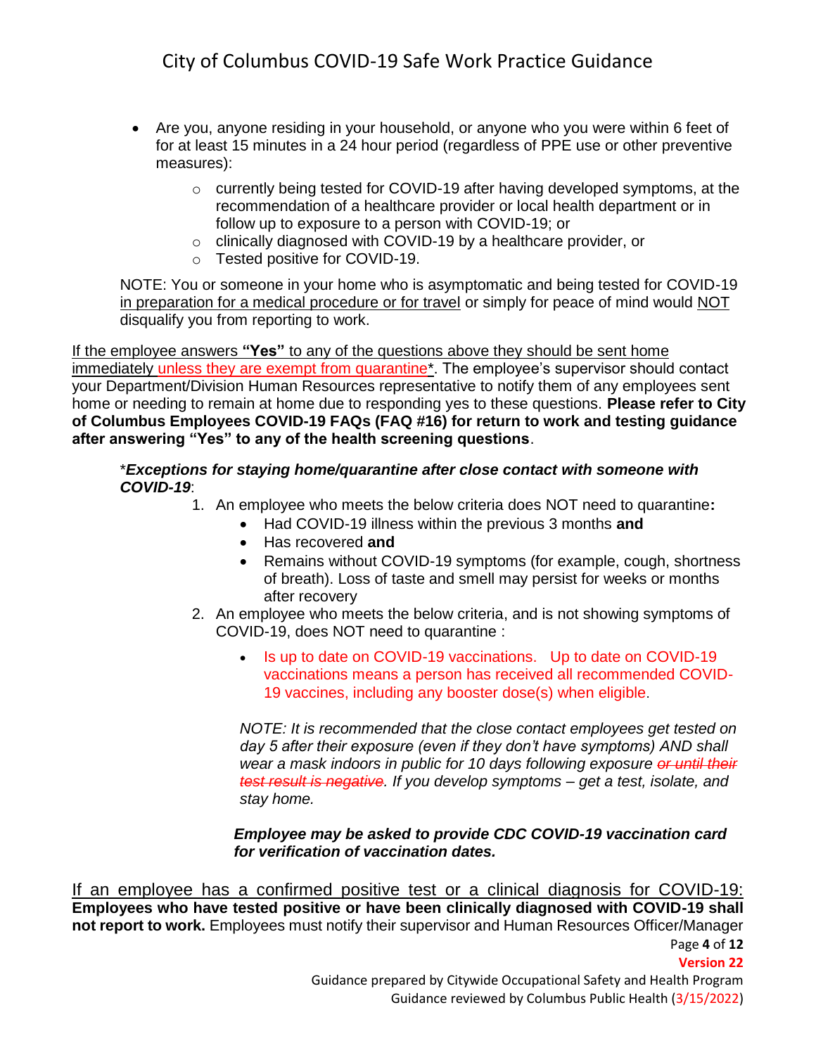- Are you, anyone residing in your household, or anyone who you were within 6 feet of for at least 15 minutes in a 24 hour period (regardless of PPE use or other preventive measures):
  - currently being tested for COVID-19 after having developed symptoms, at the recommendation of a healthcare provider or local health department or in follow up to exposure to a person with COVID-19; or
  - clinically diagnosed with COVID-19 by a healthcare provider, or
  - Tested positive for COVID-19.

  NOTE: You or someone in your home who is asymptomatic and being tested for COVID-19 in preparation for a medical procedure or for travel or simply for peace of mind would NOT disqualify you from reporting to work.

If the employee answers **"Yes"** to any of the questions above they should be sent home immediately unless they are exempt from quarantine*. The employee's supervisor should contact your Department/Division Human Resources representative to notify them of any employees sent home or needing to remain at home due to responding yes to these questions. **Please refer to City of Columbus Employees COVID-19 FAQs (FAQ #16) for return to work and testing guidance after answering "Yes" to any of the health screening questions**.

*_**Exceptions for staying home/quarantine after close contact with someone with COVID-19**_:

1. An employee who meets the below criteria does NOT need to quarantine**:**
   - Had COVID-19 illness within the previous 3 months **and**
   - Has recovered **and**
   - Remains without COVID-19 symptoms (for example, cough, shortness of breath). Loss of taste and smell may persist for weeks or months after recovery
2. An employee who meets the below criteria, and is not showing symptoms of COVID-19, does NOT need to quarantine :
   - Is up to date on COVID-19 vaccinations. Up to date on COVID-19 vaccinations means a person has received all recommended COVID-19 vaccines, including any booster dose(s) when eligible.

   *NOTE: It is recommended that the close contact employees get tested on day 5 after their exposure (even if they don't have symptoms) AND shall wear a mask indoors in public for 10 days following exposure ~~or until their test result is negative~~. If you develop symptoms – get a test, isolate, and stay home.*

   ***Employee may be asked to provide CDC COVID-19 vaccination card for verification of vaccination dates.***

If an employee has a confirmed positive test or a clinical diagnosis for COVID-19: **Employees who have tested positive or have been clinically diagnosed with COVID-19 shall not report to work.** Employees must notify their supervisor and Human Resources Officer/Manager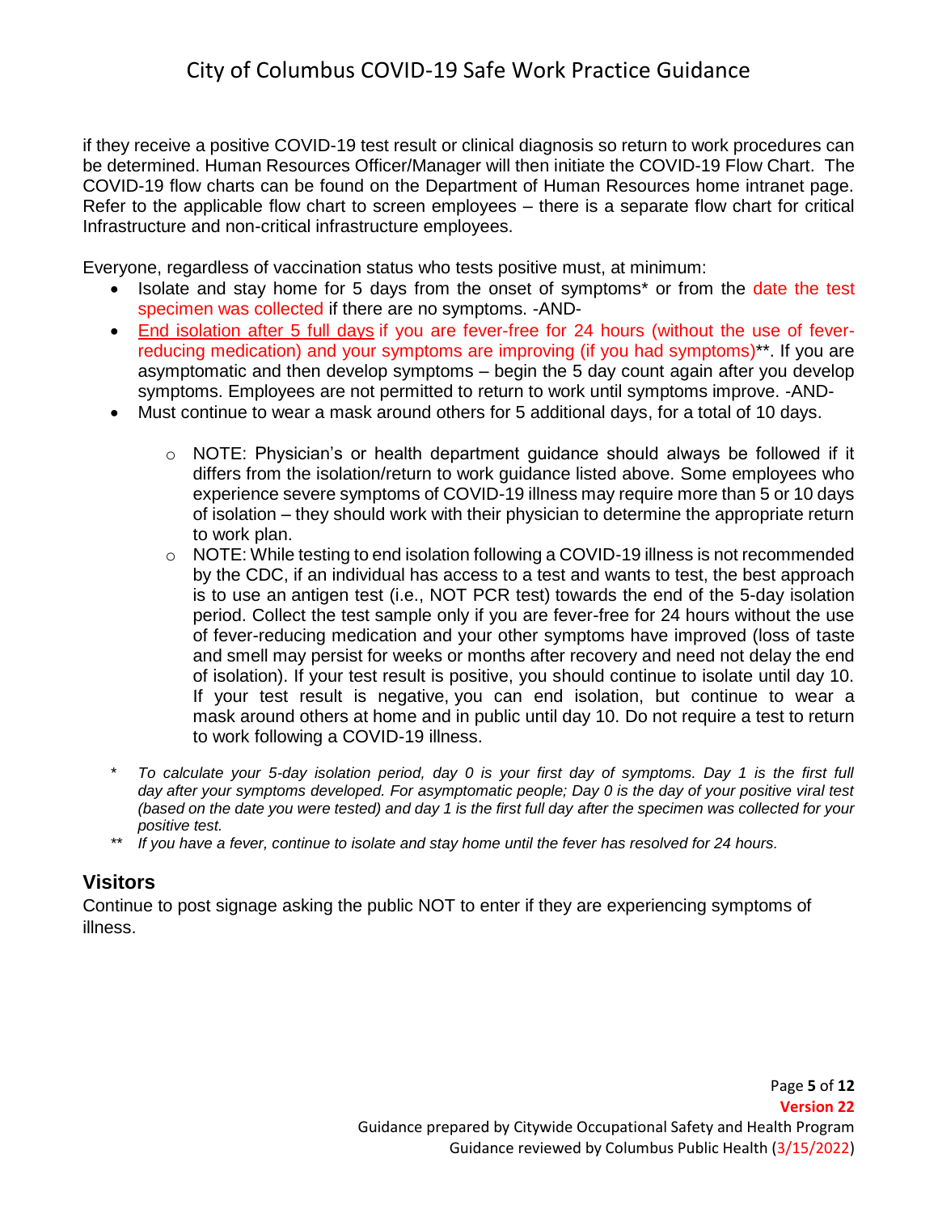if they receive a positive COVID-19 test result or clinical diagnosis so return to work procedures can be determined. Human Resources Officer/Manager will then initiate the COVID-19 Flow Chart. The COVID-19 flow charts can be found on the Department of Human Resources home intranet page. Refer to the applicable flow chart to screen employees – there is a separate flow chart for critical Infrastructure and non-critical infrastructure employees.

Everyone, regardless of vaccination status who tests positive must, at minimum:

- Isolate and stay home for 5 days from the onset of symptoms* or from the date the test specimen was collected if there are no symptoms. -AND-
- End isolation after 5 full days if you are fever-free for 24 hours (without the use of fever-reducing medication) and your symptoms are improving (if you had symptoms)**. If you are asymptomatic and then develop symptoms – begin the 5 day count again after you develop symptoms. Employees are not permitted to return to work until symptoms improve. -AND-
- Must continue to wear a mask around others for 5 additional days, for a total of 10 days.
    - NOTE: Physician's or health department guidance should always be followed if it differs from the isolation/return to work guidance listed above. Some employees who experience severe symptoms of COVID-19 illness may require more than 5 or 10 days of isolation – they should work with their physician to determine the appropriate return to work plan.
    - NOTE: While testing to end isolation following a COVID-19 illness is not recommended by the CDC, if an individual has access to a test and wants to test, the best approach is to use an antigen test (i.e., NOT PCR test) towards the end of the 5-day isolation period. Collect the test sample only if you are fever-free for 24 hours without the use of fever-reducing medication and your other symptoms have improved (loss of taste and smell may persist for weeks or months after recovery and need not delay the end of isolation). If your test result is positive, you should continue to isolate until day 10. If your test result is negative, you can end isolation, but continue to wear a mask around others at home and in public until day 10. Do not require a test to return to work following a COVID-19 illness.

\* *To calculate your 5-day isolation period, day 0 is your first day of symptoms. Day 1 is the first full day after your symptoms developed. For asymptomatic people; Day 0 is the day of your positive viral test (based on the date you were tested) and day 1 is the first full day after the specimen was collected for your positive test.*

\*\* *If you have a fever, continue to isolate and stay home until the fever has resolved for 24 hours.*

## Visitors

Continue to post signage asking the public NOT to enter if they are experiencing symptoms of illness.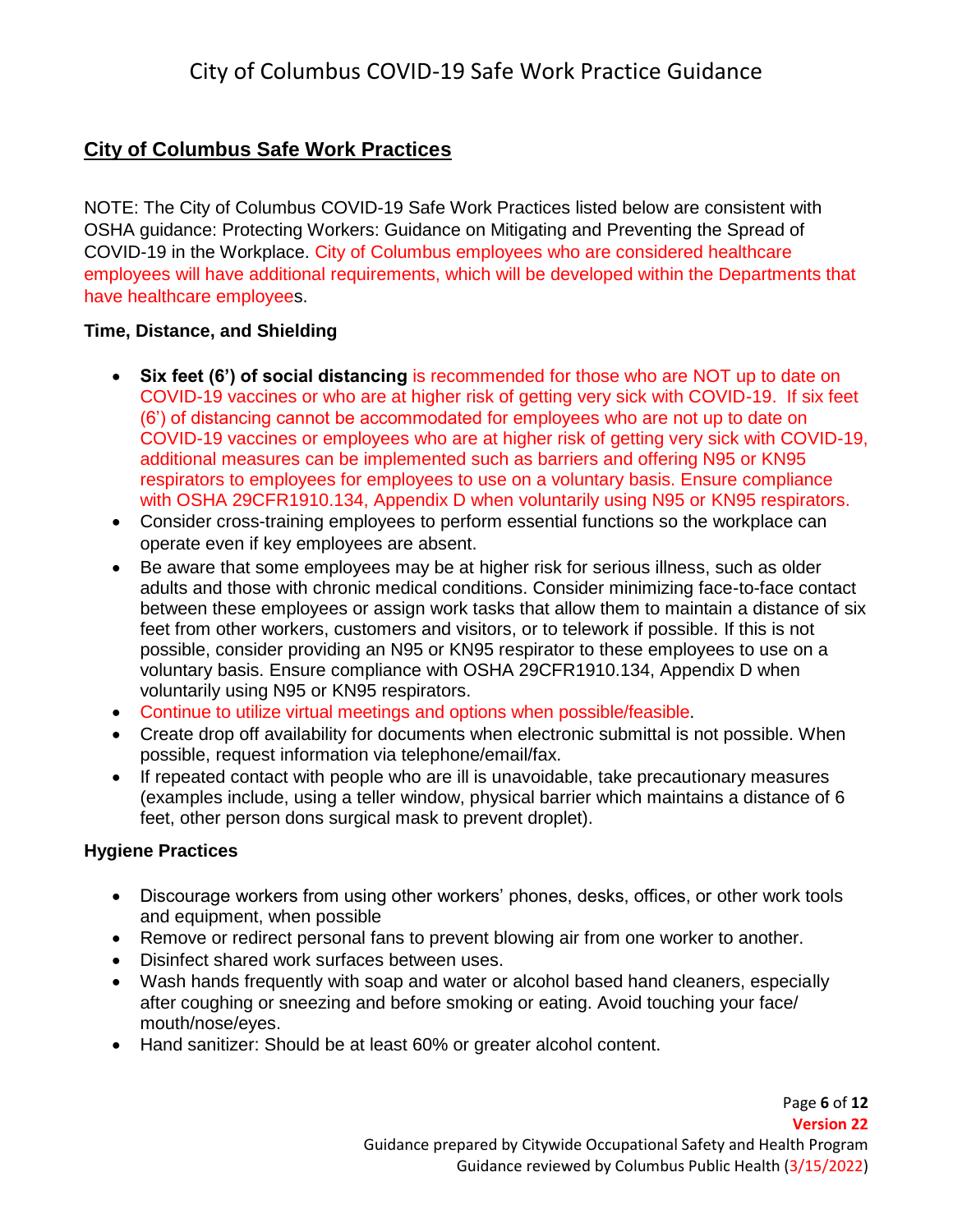## City of Columbus Safe Work Practices

NOTE: The City of Columbus COVID-19 Safe Work Practices listed below are consistent with OSHA guidance: Protecting Workers: Guidance on Mitigating and Preventing the Spread of COVID-19 in the Workplace. City of Columbus employees who are considered healthcare employees will have additional requirements, which will be developed within the Departments that have healthcare employees.

### Time, Distance, and Shielding

- **Six feet (6') of social distancing** is recommended for those who are NOT up to date on COVID-19 vaccines or who are at higher risk of getting very sick with COVID-19. If six feet (6') of distancing cannot be accommodated for employees who are not up to date on COVID-19 vaccines or employees who are at higher risk of getting very sick with COVID-19, additional measures can be implemented such as barriers and offering N95 or KN95 respirators to employees for employees to use on a voluntary basis. Ensure compliance with OSHA 29CFR1910.134, Appendix D when voluntarily using N95 or KN95 respirators.
- Consider cross-training employees to perform essential functions so the workplace can operate even if key employees are absent.
- Be aware that some employees may be at higher risk for serious illness, such as older adults and those with chronic medical conditions. Consider minimizing face-to-face contact between these employees or assign work tasks that allow them to maintain a distance of six feet from other workers, customers and visitors, or to telework if possible. If this is not possible, consider providing an N95 or KN95 respirator to these employees to use on a voluntary basis. Ensure compliance with OSHA 29CFR1910.134, Appendix D when voluntarily using N95 or KN95 respirators.
- Continue to utilize virtual meetings and options when possible/feasible.
- Create drop off availability for documents when electronic submittal is not possible. When possible, request information via telephone/email/fax.
- If repeated contact with people who are ill is unavoidable, take precautionary measures (examples include, using a teller window, physical barrier which maintains a distance of 6 feet, other person dons surgical mask to prevent droplet).

### Hygiene Practices

- Discourage workers from using other workers' phones, desks, offices, or other work tools and equipment, when possible
- Remove or redirect personal fans to prevent blowing air from one worker to another.
- Disinfect shared work surfaces between uses.
- Wash hands frequently with soap and water or alcohol based hand cleaners, especially after coughing or sneezing and before smoking or eating. Avoid touching your face/ mouth/nose/eyes.
- Hand sanitizer: Should be at least 60% or greater alcohol content.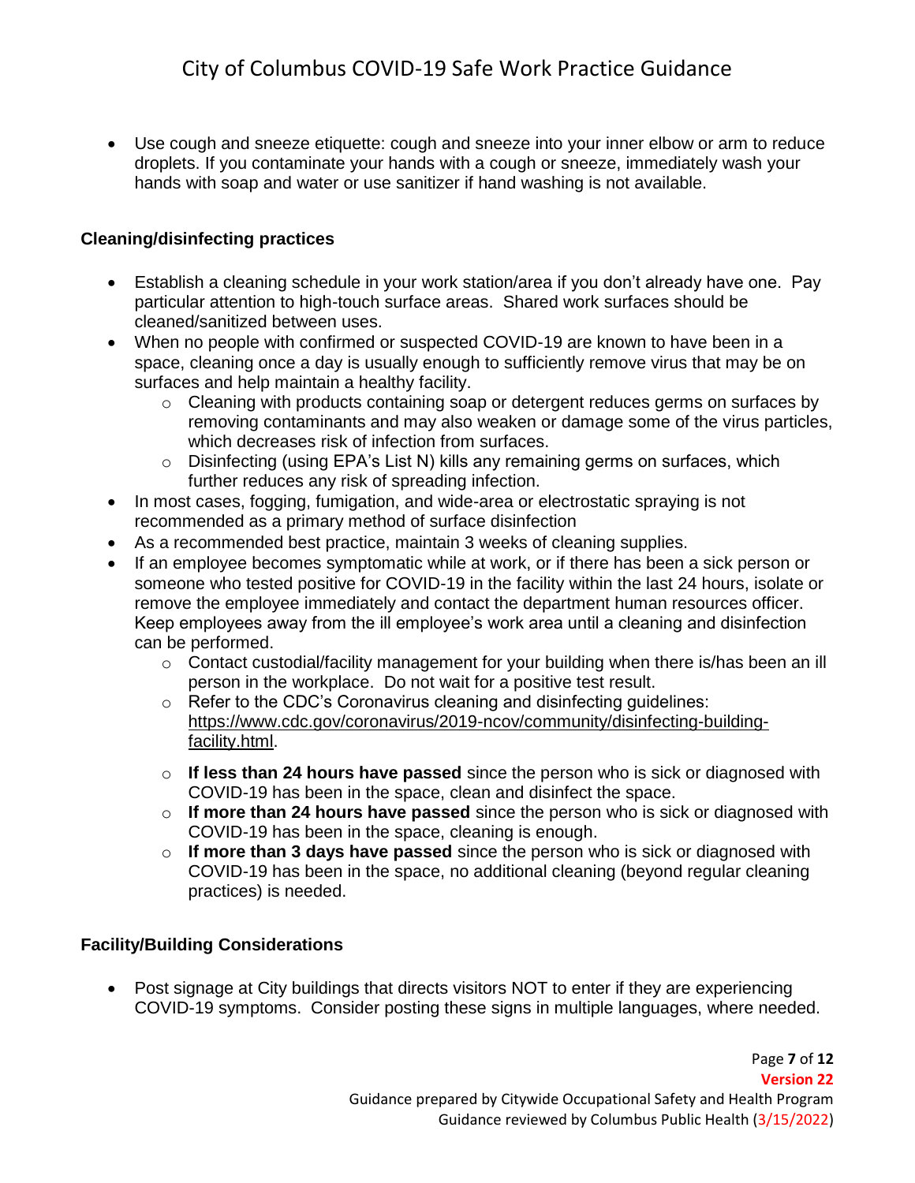- Use cough and sneeze etiquette: cough and sneeze into your inner elbow or arm to reduce droplets. If you contaminate your hands with a cough or sneeze, immediately wash your hands with soap and water or use sanitizer if hand washing is not available.

**Cleaning/disinfecting practices**

- Establish a cleaning schedule in your work station/area if you don't already have one. Pay particular attention to high-touch surface areas. Shared work surfaces should be cleaned/sanitized between uses.
- When no people with confirmed or suspected COVID-19 are known to have been in a space, cleaning once a day is usually enough to sufficiently remove virus that may be on surfaces and help maintain a healthy facility.
  - Cleaning with products containing soap or detergent reduces germs on surfaces by removing contaminants and may also weaken or damage some of the virus particles, which decreases risk of infection from surfaces.
  - Disinfecting (using EPA's List N) kills any remaining germs on surfaces, which further reduces any risk of spreading infection.
- In most cases, fogging, fumigation, and wide-area or electrostatic spraying is not recommended as a primary method of surface disinfection
- As a recommended best practice, maintain 3 weeks of cleaning supplies.
- If an employee becomes symptomatic while at work, or if there has been a sick person or someone who tested positive for COVID-19 in the facility within the last 24 hours, isolate or remove the employee immediately and contact the department human resources officer. Keep employees away from the ill employee's work area until a cleaning and disinfection can be performed.
  - Contact custodial/facility management for your building when there is/has been an ill person in the workplace. Do not wait for a positive test result.
  - Refer to the CDC's Coronavirus cleaning and disinfecting guidelines: https://www.cdc.gov/coronavirus/2019-ncov/community/disinfecting-building-facility.html.
  - **If less than 24 hours have passed** since the person who is sick or diagnosed with COVID-19 has been in the space, clean and disinfect the space.
  - **If more than 24 hours have passed** since the person who is sick or diagnosed with COVID-19 has been in the space, cleaning is enough.
  - **If more than 3 days have passed** since the person who is sick or diagnosed with COVID-19 has been in the space, no additional cleaning (beyond regular cleaning practices) is needed.

**Facility/Building Considerations**

- Post signage at City buildings that directs visitors NOT to enter if they are experiencing COVID-19 symptoms. Consider posting these signs in multiple languages, where needed.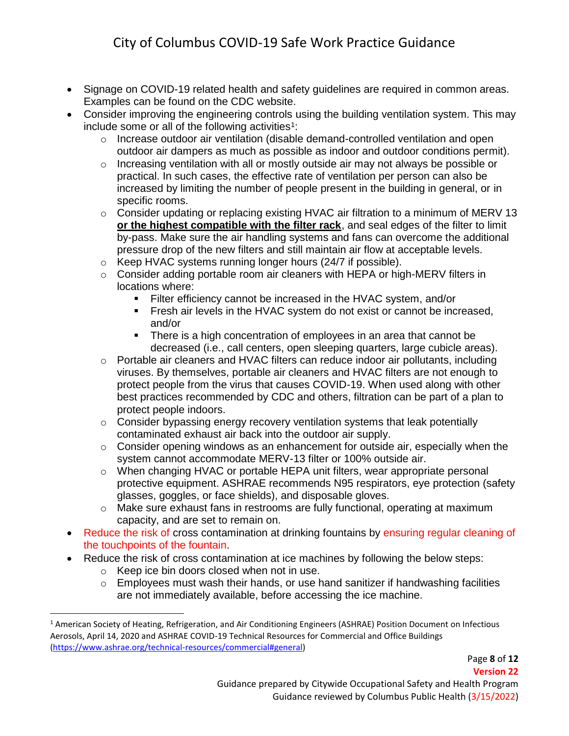- Signage on COVID-19 related health and safety guidelines are required in common areas. Examples can be found on the CDC website.
- Consider improving the engineering controls using the building ventilation system. This may include some or all of the following activities[1]:
  - Increase outdoor air ventilation (disable demand-controlled ventilation and open outdoor air dampers as much as possible as indoor and outdoor conditions permit).
  - Increasing ventilation with all or mostly outside air may not always be possible or practical. In such cases, the effective rate of ventilation per person can also be increased by limiting the number of people present in the building in general, or in specific rooms.
  - Consider updating or replacing existing HVAC air filtration to a minimum of MERV 13 **or the highest compatible with the filter rack**, and seal edges of the filter to limit by-pass. Make sure the air handling systems and fans can overcome the additional pressure drop of the new filters and still maintain air flow at acceptable levels.
  - Keep HVAC systems running longer hours (24/7 if possible).
  - Consider adding portable room air cleaners with HEPA or high-MERV filters in locations where:
    - Filter efficiency cannot be increased in the HVAC system, and/or
    - Fresh air levels in the HVAC system do not exist or cannot be increased, and/or
    - There is a high concentration of employees in an area that cannot be decreased (i.e., call centers, open sleeping quarters, large cubicle areas).
  - Portable air cleaners and HVAC filters can reduce indoor air pollutants, including viruses. By themselves, portable air cleaners and HVAC filters are not enough to protect people from the virus that causes COVID-19. When used along with other best practices recommended by CDC and others, filtration can be part of a plan to protect people indoors.
  - Consider bypassing energy recovery ventilation systems that leak potentially contaminated exhaust air back into the outdoor air supply.
  - Consider opening windows as an enhancement for outside air, especially when the system cannot accommodate MERV-13 filter or 100% outside air.
  - When changing HVAC or portable HEPA unit filters, wear appropriate personal protective equipment. ASHRAE recommends N95 respirators, eye protection (safety glasses, goggles, or face shields), and disposable gloves.
  - Make sure exhaust fans in restrooms are fully functional, operating at maximum capacity, and are set to remain on.
- Reduce the risk of cross contamination at drinking fountains by ensuring regular cleaning of the touchpoints of the fountain.
- Reduce the risk of cross contamination at ice machines by following the below steps:
  - Keep ice bin doors closed when not in use.
  - Employees must wash their hands, or use hand sanitizer if handwashing facilities are not immediately available, before accessing the ice machine.

[1] American Society of Heating, Refrigeration, and Air Conditioning Engineers (ASHRAE) Position Document on Infectious Aerosols, April 14, 2020 and ASHRAE COVID-19 Technical Resources for Commercial and Office Buildings (https://www.ashrae.org/technical-resources/commercial#general)

**Version 22**

Guidance prepared by Citywide Occupational Safety and Health Program
Guidance reviewed by Columbus Public Health (3/15/2022)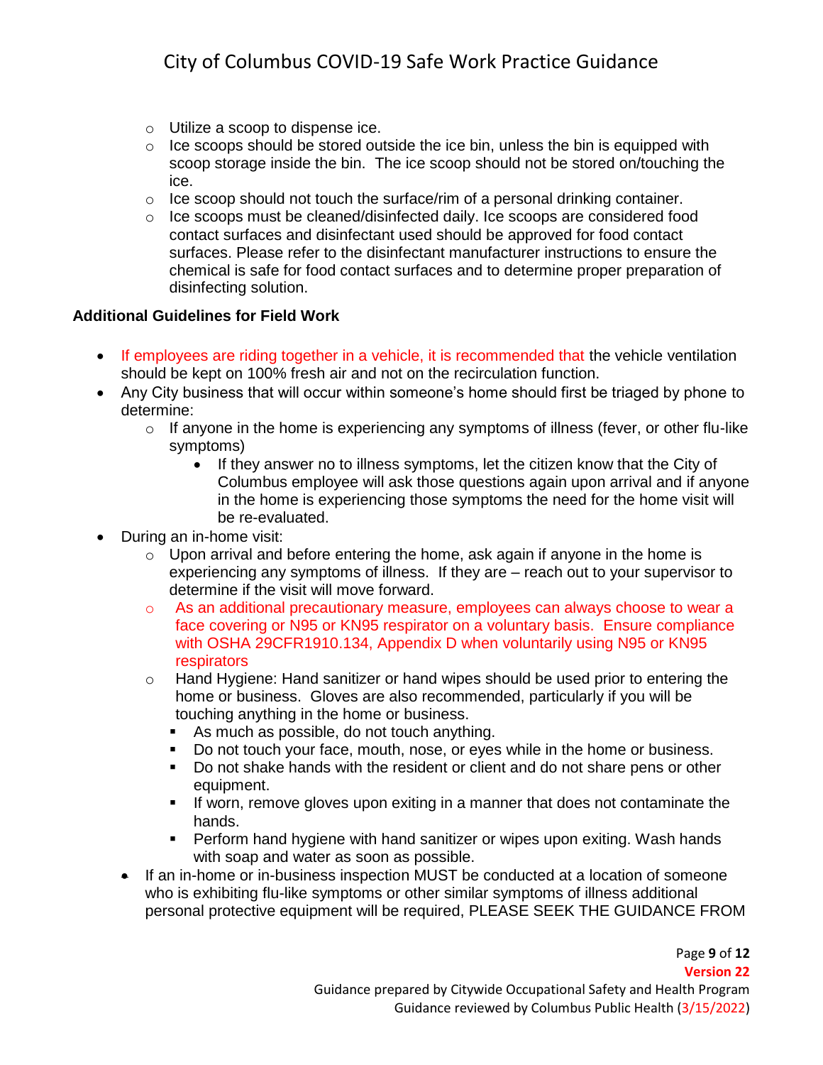- Utilize a scoop to dispense ice.
- Ice scoops should be stored outside the ice bin, unless the bin is equipped with scoop storage inside the bin. The ice scoop should not be stored on/touching the ice.
- Ice scoop should not touch the surface/rim of a personal drinking container.
- Ice scoops must be cleaned/disinfected daily. Ice scoops are considered food contact surfaces and disinfectant used should be approved for food contact surfaces. Please refer to the disinfectant manufacturer instructions to ensure the chemical is safe for food contact surfaces and to determine proper preparation of disinfecting solution.

**Additional Guidelines for Field Work**

- If employees are riding together in a vehicle, it is recommended that the vehicle ventilation should be kept on 100% fresh air and not on the recirculation function.
- Any City business that will occur within someone's home should first be triaged by phone to determine:
  - If anyone in the home is experiencing any symptoms of illness (fever, or other flu-like symptoms)
    - If they answer no to illness symptoms, let the citizen know that the City of Columbus employee will ask those questions again upon arrival and if anyone in the home is experiencing those symptoms the need for the home visit will be re-evaluated.
- During an in-home visit:
  - Upon arrival and before entering the home, ask again if anyone in the home is experiencing any symptoms of illness. If they are – reach out to your supervisor to determine if the visit will move forward.
  - As an additional precautionary measure, employees can always choose to wear a face covering or N95 or KN95 respirator on a voluntary basis. Ensure compliance with OSHA 29CFR1910.134, Appendix D when voluntarily using N95 or KN95 respirators
  - Hand Hygiene: Hand sanitizer or hand wipes should be used prior to entering the home or business. Gloves are also recommended, particularly if you will be touching anything in the home or business.
    - As much as possible, do not touch anything.
    - Do not touch your face, mouth, nose, or eyes while in the home or business.
    - Do not shake hands with the resident or client and do not share pens or other equipment.
    - If worn, remove gloves upon exiting in a manner that does not contaminate the hands.
    - Perform hand hygiene with hand sanitizer or wipes upon exiting. Wash hands with soap and water as soon as possible.
- If an in-home or in-business inspection MUST be conducted at a location of someone who is exhibiting flu-like symptoms or other similar symptoms of illness additional personal protective equipment will be required, PLEASE SEEK THE GUIDANCE FROM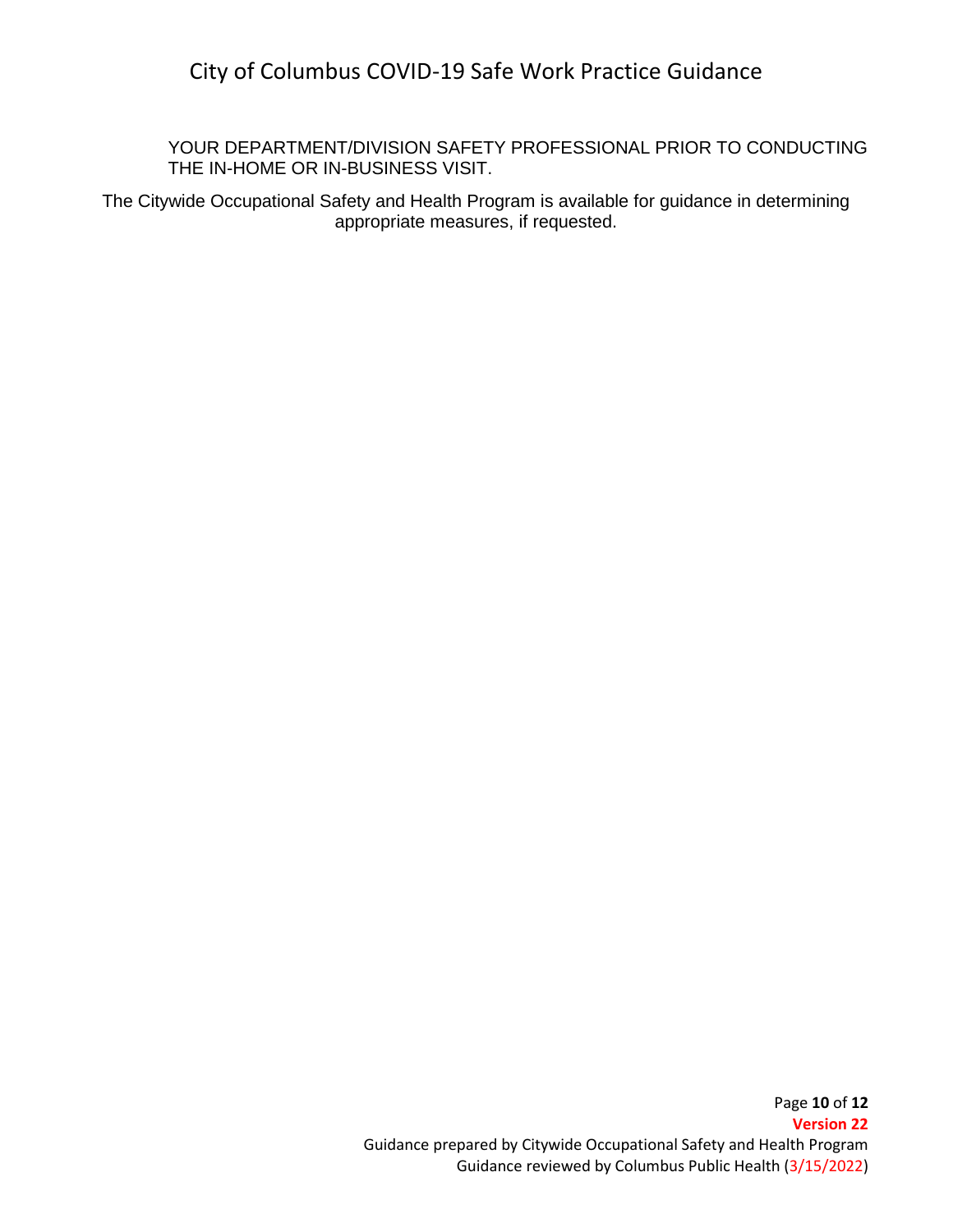YOUR DEPARTMENT/DIVISION SAFETY PROFESSIONAL PRIOR TO CONDUCTING THE IN-HOME OR IN-BUSINESS VISIT.

The Citywide Occupational Safety and Health Program is available for guidance in determining appropriate measures, if requested.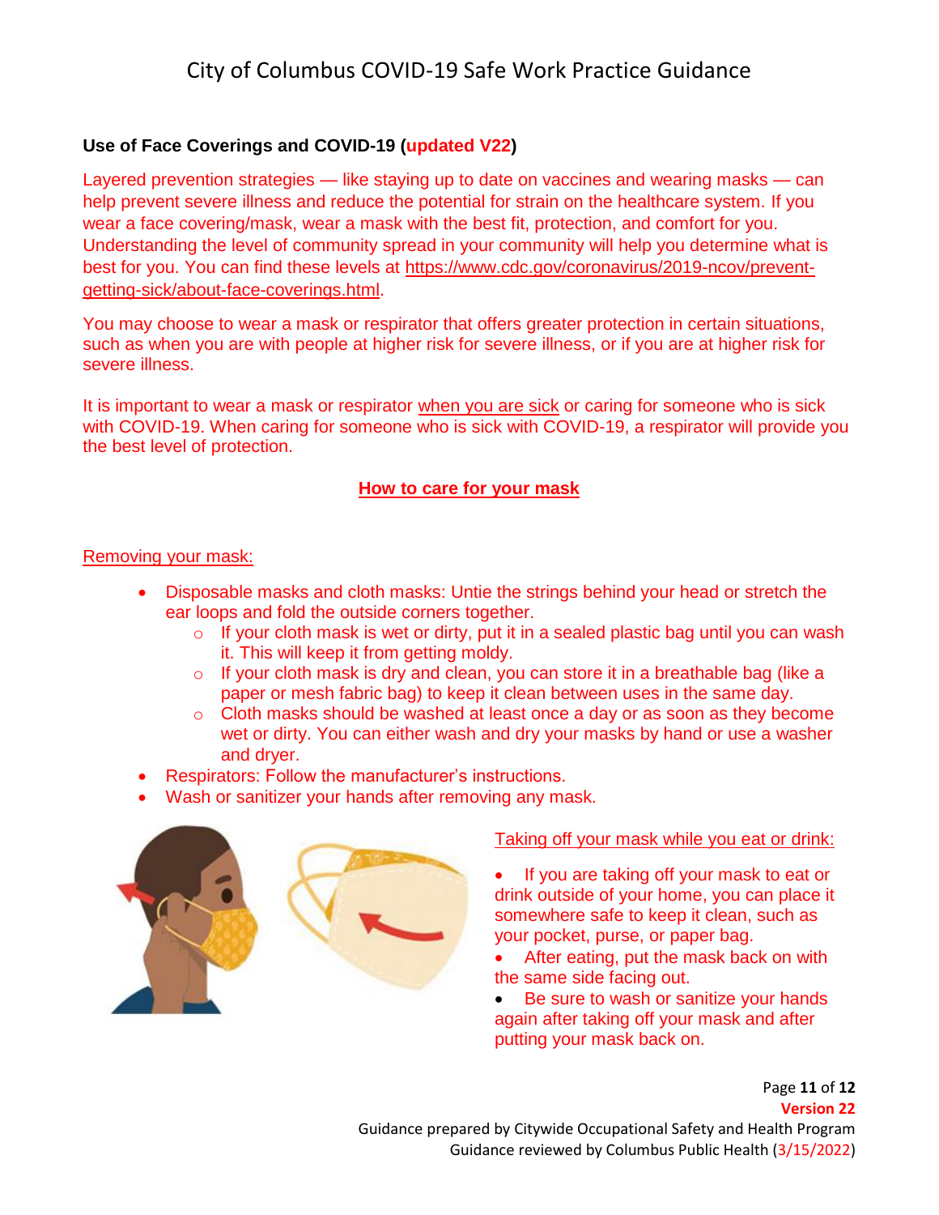**Use of Face Coverings and COVID-19 (updated V22)**

Layered prevention strategies — like staying up to date on vaccines and wearing masks — can help prevent severe illness and reduce the potential for strain on the healthcare system. If you wear a face covering/mask, wear a mask with the best fit, protection, and comfort for you. Understanding the level of community spread in your community will help you determine what is best for you. You can find these levels at https://www.cdc.gov/coronavirus/2019-ncov/prevent-getting-sick/about-face-coverings.html.

You may choose to wear a mask or respirator that offers greater protection in certain situations, such as when you are with people at higher risk for severe illness, or if you are at higher risk for severe illness.

It is important to wear a mask or respirator when you are sick or caring for someone who is sick with COVID-19. When caring for someone who is sick with COVID-19, a respirator will provide you the best level of protection.

**How to care for your mask**

Removing your mask:

- Disposable masks and cloth masks: Untie the strings behind your head or stretch the ear loops and fold the outside corners together.
  - If your cloth mask is wet or dirty, put it in a sealed plastic bag until you can wash it. This will keep it from getting moldy.
  - If your cloth mask is dry and clean, you can store it in a breathable bag (like a paper or mesh fabric bag) to keep it clean between uses in the same day.
  - Cloth masks should be washed at least once a day or as soon as they become wet or dirty. You can either wash and dry your masks by hand or use a washer and dryer.
- Respirators: Follow the manufacturer's instructions.
- Wash or sanitizer your hands after removing any mask.

Taking off your mask while you eat or drink:

- If you are taking off your mask to eat or drink outside of your home, you can place it somewhere safe to keep it clean, such as your pocket, purse, or paper bag.
- After eating, put the mask back on with the same side facing out.
- Be sure to wash or sanitize your hands again after taking off your mask and after putting your mask back on.

Version 22
Guidance prepared by Citywide Occupational Safety and Health Program
Guidance reviewed by Columbus Public Health (3/15/2022)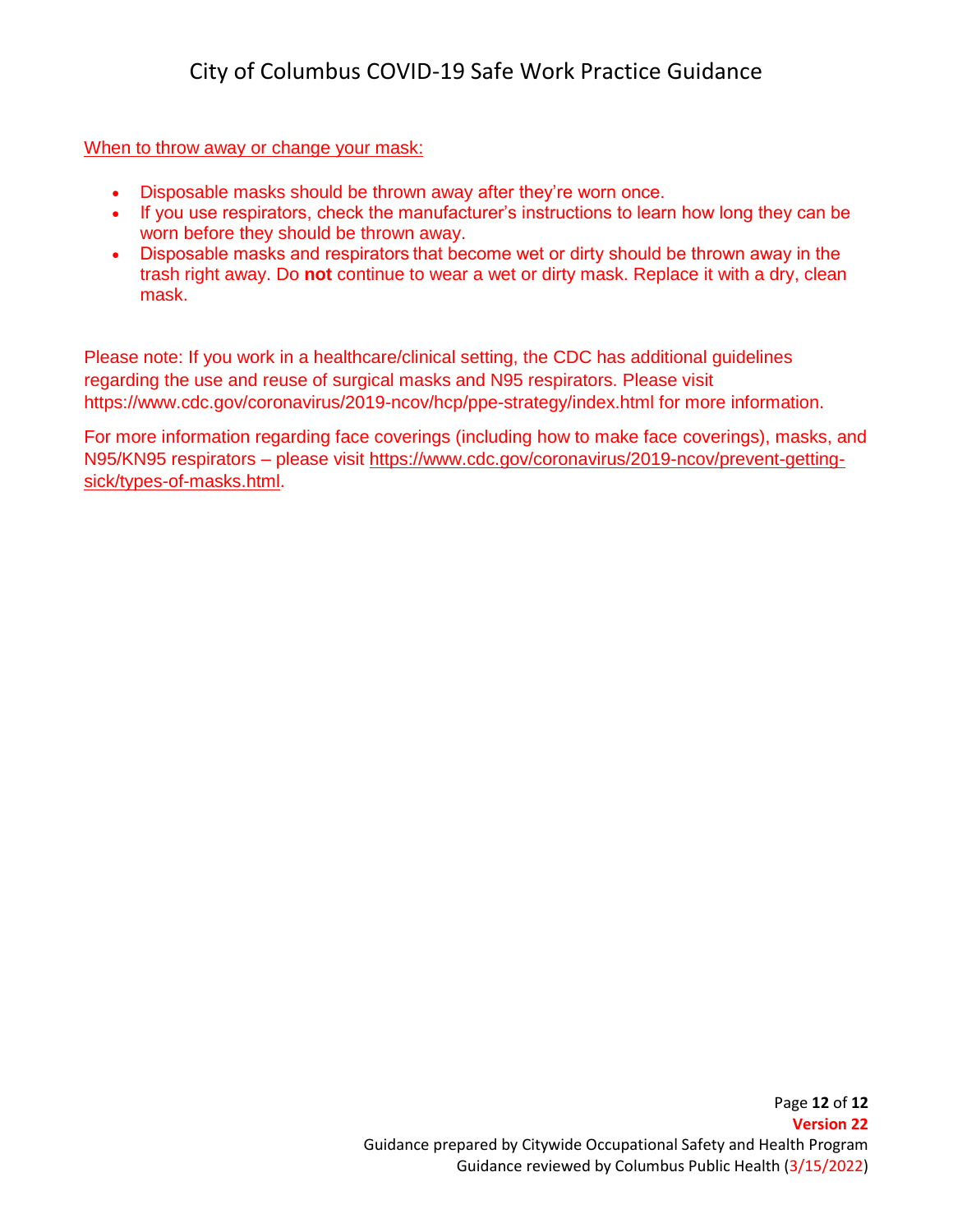When to throw away or change your mask:

- Disposable masks should be thrown away after they're worn once.
- If you use respirators, check the manufacturer's instructions to learn how long they can be worn before they should be thrown away.
- Disposable masks and respirators that become wet or dirty should be thrown away in the trash right away. Do **not** continue to wear a wet or dirty mask. Replace it with a dry, clean mask.

Please note: If you work in a healthcare/clinical setting, the CDC has additional guidelines regarding the use and reuse of surgical masks and N95 respirators. Please visit https://www.cdc.gov/coronavirus/2019-ncov/hcp/ppe-strategy/index.html for more information.

For more information regarding face coverings (including how to make face coverings), masks, and N95/KN95 respirators – please visit https://www.cdc.gov/coronavirus/2019-ncov/prevent-getting-sick/types-of-masks.html.

**Version 22**

Guidance prepared by Citywide Occupational Safety and Health Program

Guidance reviewed by Columbus Public Health (3/15/2022)